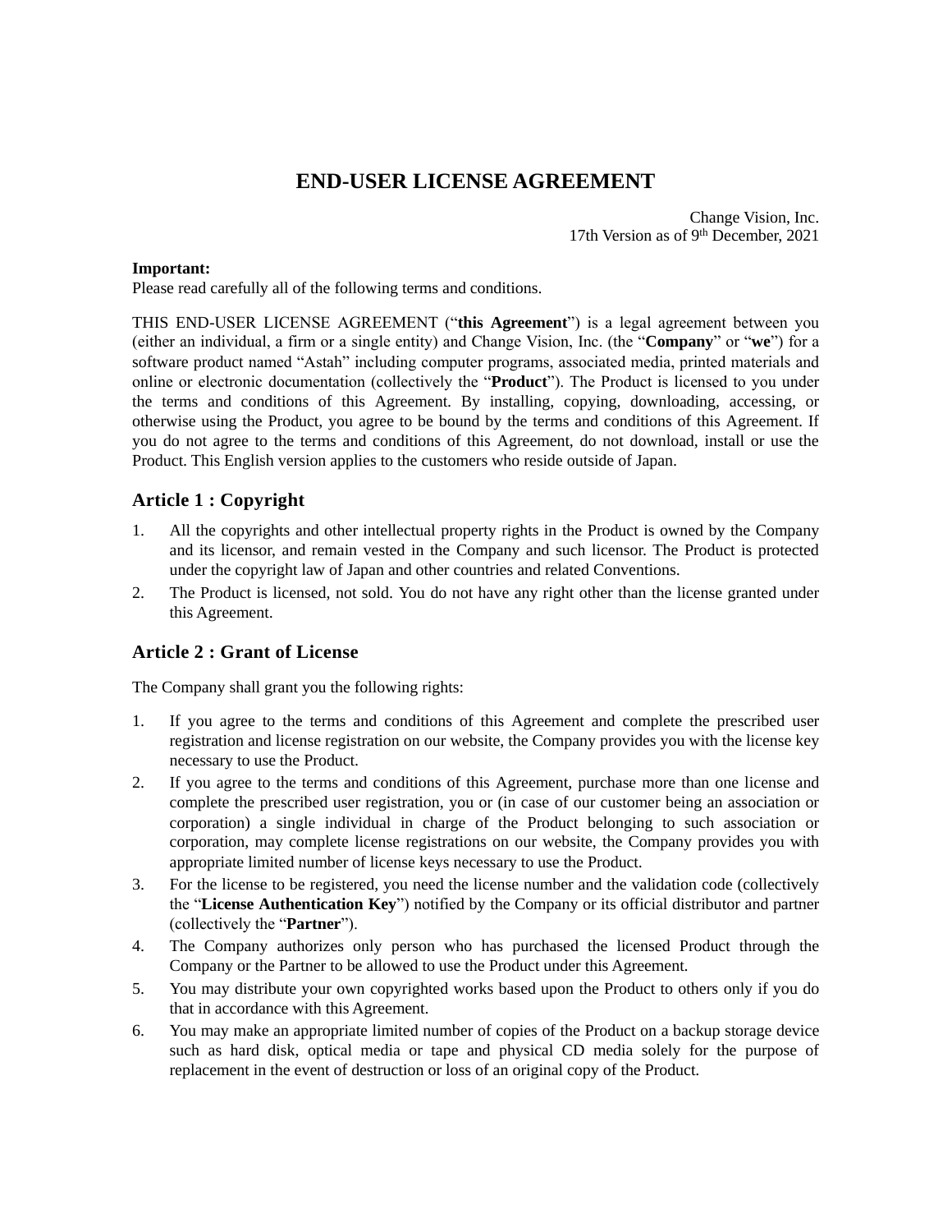# END-USER LICENSE AGREEMENT

Change Vision, Inc.
17th Version as of 9th December, 2021

**Important:**
Please read carefully all of the following terms and conditions.

THIS END-USER LICENSE AGREEMENT ("**this Agreement**") is a legal agreement between you (either an individual, a firm or a single entity) and Change Vision, Inc. (the "**Company**" or "**we**") for a software product named "Astah" including computer programs, associated media, printed materials and online or electronic documentation (collectively the "**Product**"). The Product is licensed to you under the terms and conditions of this Agreement. By installing, copying, downloading, accessing, or otherwise using the Product, you agree to be bound by the terms and conditions of this Agreement. If you do not agree to the terms and conditions of this Agreement, do not download, install or use the Product. This English version applies to the customers who reside outside of Japan.

## Article 1 : Copyright

1. All the copyrights and other intellectual property rights in the Product is owned by the Company and its licensor, and remain vested in the Company and such licensor. The Product is protected under the copyright law of Japan and other countries and related Conventions.
2. The Product is licensed, not sold. You do not have any right other than the license granted under this Agreement.

## Article 2 : Grant of License

The Company shall grant you the following rights:

1. If you agree to the terms and conditions of this Agreement and complete the prescribed user registration and license registration on our website, the Company provides you with the license key necessary to use the Product.
2. If you agree to the terms and conditions of this Agreement, purchase more than one license and complete the prescribed user registration, you or (in case of our customer being an association or corporation) a single individual in charge of the Product belonging to such association or corporation, may complete license registrations on our website, the Company provides you with appropriate limited number of license keys necessary to use the Product.
3. For the license to be registered, you need the license number and the validation code (collectively the "**License Authentication Key**") notified by the Company or its official distributor and partner (collectively the "**Partner**").
4. The Company authorizes only person who has purchased the licensed Product through the Company or the Partner to be allowed to use the Product under this Agreement.
5. You may distribute your own copyrighted works based upon the Product to others only if you do that in accordance with this Agreement.
6. You may make an appropriate limited number of copies of the Product on a backup storage device such as hard disk, optical media or tape and physical CD media solely for the purpose of replacement in the event of destruction or loss of an original copy of the Product.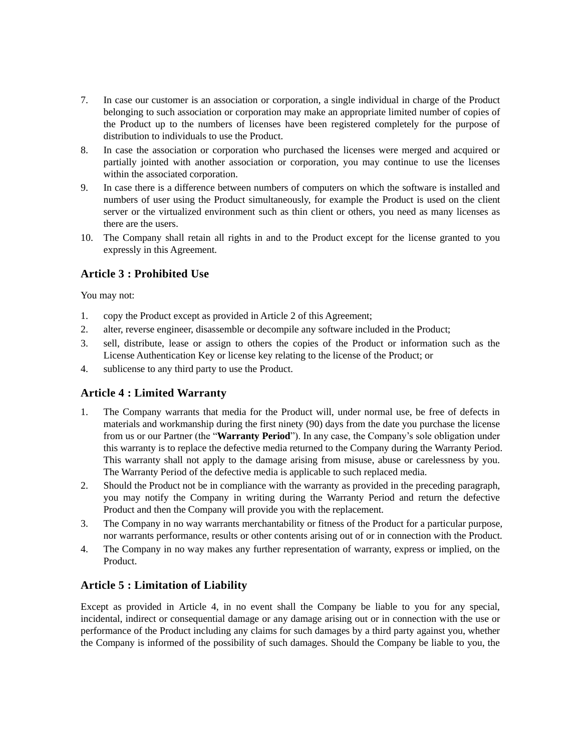7. In case our customer is an association or corporation, a single individual in charge of the Product belonging to such association or corporation may make an appropriate limited number of copies of the Product up to the numbers of licenses have been registered completely for the purpose of distribution to individuals to use the Product.
8. In case the association or corporation who purchased the licenses were merged and acquired or partially jointed with another association or corporation, you may continue to use the licenses within the associated corporation.
9. In case there is a difference between numbers of computers on which the software is installed and numbers of user using the Product simultaneously, for example the Product is used on the client server or the virtualized environment such as thin client or others, you need as many licenses as there are the users.
10. The Company shall retain all rights in and to the Product except for the license granted to you expressly in this Agreement.

### Article 3 : Prohibited Use

You may not:

1. copy the Product except as provided in Article 2 of this Agreement;
2. alter, reverse engineer, disassemble or decompile any software included in the Product;
3. sell, distribute, lease or assign to others the copies of the Product or information such as the License Authentication Key or license key relating to the license of the Product; or
4. sublicense to any third party to use the Product.

### Article 4 : Limited Warranty

1. The Company warrants that media for the Product will, under normal use, be free of defects in materials and workmanship during the first ninety (90) days from the date you purchase the license from us or our Partner (the “**Warranty Period**”). In any case, the Company’s sole obligation under this warranty is to replace the defective media returned to the Company during the Warranty Period. This warranty shall not apply to the damage arising from misuse, abuse or carelessness by you. The Warranty Period of the defective media is applicable to such replaced media.
2. Should the Product not be in compliance with the warranty as provided in the preceding paragraph, you may notify the Company in writing during the Warranty Period and return the defective Product and then the Company will provide you with the replacement.
3. The Company in no way warrants merchantability or fitness of the Product for a particular purpose, nor warrants performance, results or other contents arising out of or in connection with the Product.
4. The Company in no way makes any further representation of warranty, express or implied, on the Product.

### Article 5 : Limitation of Liability

Except as provided in Article 4, in no event shall the Company be liable to you for any special, incidental, indirect or consequential damage or any damage arising out or in connection with the use or performance of the Product including any claims for such damages by a third party against you, whether the Company is informed of the possibility of such damages. Should the Company be liable to you, the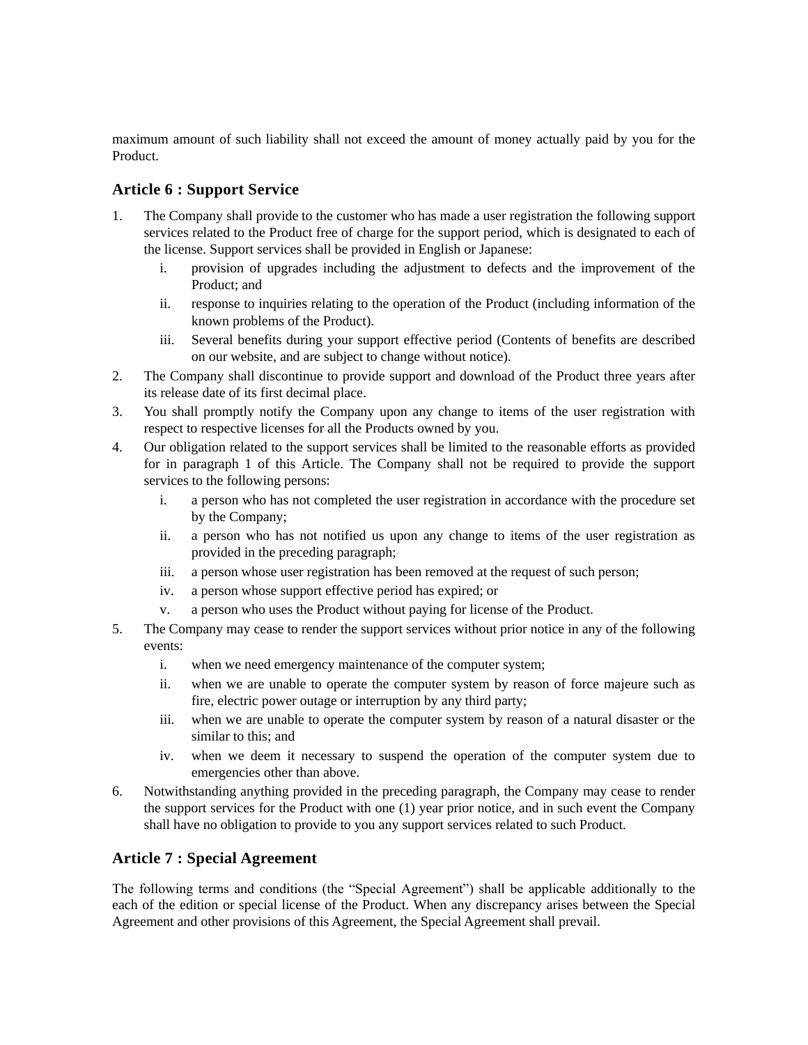maximum amount of such liability shall not exceed the amount of money actually paid by you for the Product.

## Article 6 : Support Service

1. The Company shall provide to the customer who has made a user registration the following support services related to the Product free of charge for the support period, which is designated to each of the license. Support services shall be provided in English or Japanese:
   i. provision of upgrades including the adjustment to defects and the improvement of the Product; and
   ii. response to inquiries relating to the operation of the Product (including information of the known problems of the Product).
   iii. Several benefits during your support effective period (Contents of benefits are described on our website, and are subject to change without notice).
2. The Company shall discontinue to provide support and download of the Product three years after its release date of its first decimal place.
3. You shall promptly notify the Company upon any change to items of the user registration with respect to respective licenses for all the Products owned by you.
4. Our obligation related to the support services shall be limited to the reasonable efforts as provided for in paragraph 1 of this Article. The Company shall not be required to provide the support services to the following persons:
   i. a person who has not completed the user registration in accordance with the procedure set by the Company;
   ii. a person who has not notified us upon any change to items of the user registration as provided in the preceding paragraph;
   iii. a person whose user registration has been removed at the request of such person;
   iv. a person whose support effective period has expired; or
   v. a person who uses the Product without paying for license of the Product.
5. The Company may cease to render the support services without prior notice in any of the following events:
   i. when we need emergency maintenance of the computer system;
   ii. when we are unable to operate the computer system by reason of force majeure such as fire, electric power outage or interruption by any third party;
   iii. when we are unable to operate the computer system by reason of a natural disaster or the similar to this; and
   iv. when we deem it necessary to suspend the operation of the computer system due to emergencies other than above.
6. Notwithstanding anything provided in the preceding paragraph, the Company may cease to render the support services for the Product with one (1) year prior notice, and in such event the Company shall have no obligation to provide to you any support services related to such Product.

## Article 7 : Special Agreement

The following terms and conditions (the "Special Agreement") shall be applicable additionally to the each of the edition or special license of the Product. When any discrepancy arises between the Special Agreement and other provisions of this Agreement, the Special Agreement shall prevail.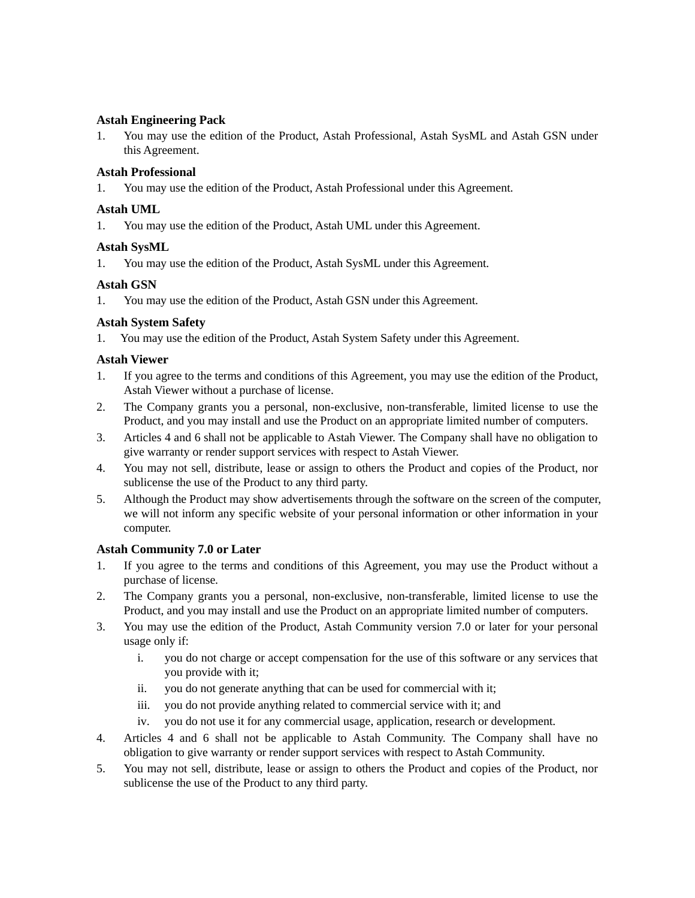**Astah Engineering Pack**

1. You may use the edition of the Product, Astah Professional, Astah SysML and Astah GSN under this Agreement.

**Astah Professional**

1. You may use the edition of the Product, Astah Professional under this Agreement.

**Astah UML**

1. You may use the edition of the Product, Astah UML under this Agreement.

**Astah SysML**

1. You may use the edition of the Product, Astah SysML under this Agreement.

**Astah GSN**

1. You may use the edition of the Product, Astah GSN under this Agreement.

**Astah System Safety**

1. You may use the edition of the Product, Astah System Safety under this Agreement.

**Astah Viewer**

1. If you agree to the terms and conditions of this Agreement, you may use the edition of the Product, Astah Viewer without a purchase of license.
2. The Company grants you a personal, non-exclusive, non-transferable, limited license to use the Product, and you may install and use the Product on an appropriate limited number of computers.
3. Articles 4 and 6 shall not be applicable to Astah Viewer. The Company shall have no obligation to give warranty or render support services with respect to Astah Viewer.
4. You may not sell, distribute, lease or assign to others the Product and copies of the Product, nor sublicense the use of the Product to any third party.
5. Although the Product may show advertisements through the software on the screen of the computer, we will not inform any specific website of your personal information or other information in your computer.

**Astah Community 7.0 or Later**

1. If you agree to the terms and conditions of this Agreement, you may use the Product without a purchase of license.
2. The Company grants you a personal, non-exclusive, non-transferable, limited license to use the Product, and you may install and use the Product on an appropriate limited number of computers.
3. You may use the edition of the Product, Astah Community version 7.0 or later for your personal usage only if:
   - i. you do not charge or accept compensation for the use of this software or any services that you provide with it;
   - ii. you do not generate anything that can be used for commercial with it;
   - iii. you do not provide anything related to commercial service with it; and
   - iv. you do not use it for any commercial usage, application, research or development.
4. Articles 4 and 6 shall not be applicable to Astah Community. The Company shall have no obligation to give warranty or render support services with respect to Astah Community.
5. You may not sell, distribute, lease or assign to others the Product and copies of the Product, nor sublicense the use of the Product to any third party.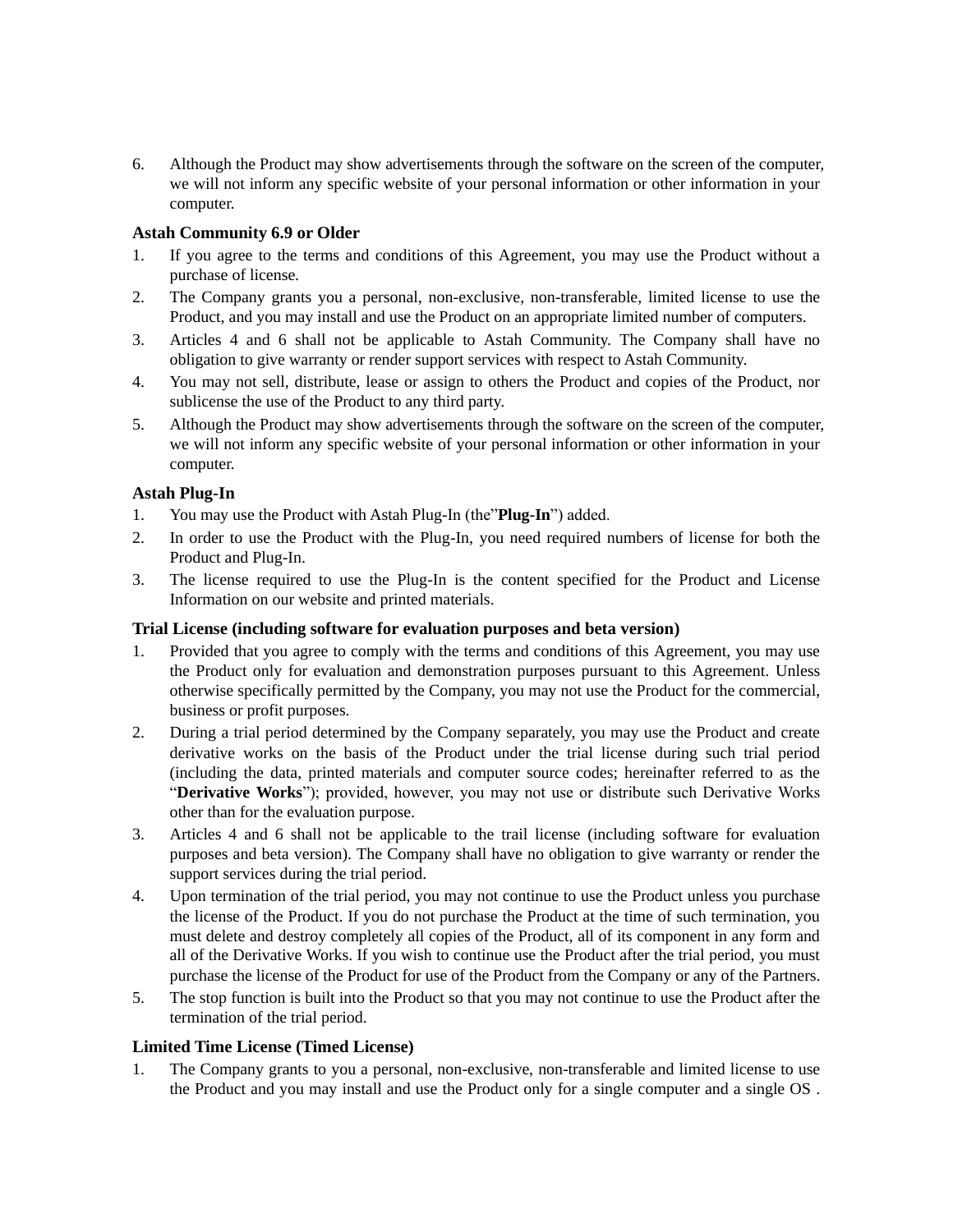6. Although the Product may show advertisements through the software on the screen of the computer, we will not inform any specific website of your personal information or other information in your computer.

**Astah Community 6.9 or Older**

1. If you agree to the terms and conditions of this Agreement, you may use the Product without a purchase of license.
2. The Company grants you a personal, non-exclusive, non-transferable, limited license to use the Product, and you may install and use the Product on an appropriate limited number of computers.
3. Articles 4 and 6 shall not be applicable to Astah Community. The Company shall have no obligation to give warranty or render support services with respect to Astah Community.
4. You may not sell, distribute, lease or assign to others the Product and copies of the Product, nor sublicense the use of the Product to any third party.
5. Although the Product may show advertisements through the software on the screen of the computer, we will not inform any specific website of your personal information or other information in your computer.

**Astah Plug-In**

1. You may use the Product with Astah Plug-In (the"**Plug-In**") added.
2. In order to use the Product with the Plug-In, you need required numbers of license for both the Product and Plug-In.
3. The license required to use the Plug-In is the content specified for the Product and License Information on our website and printed materials.

**Trial License (including software for evaluation purposes and beta version)**

1. Provided that you agree to comply with the terms and conditions of this Agreement, you may use the Product only for evaluation and demonstration purposes pursuant to this Agreement. Unless otherwise specifically permitted by the Company, you may not use the Product for the commercial, business or profit purposes.
2. During a trial period determined by the Company separately, you may use the Product and create derivative works on the basis of the Product under the trial license during such trial period (including the data, printed materials and computer source codes; hereinafter referred to as the "**Derivative Works**"); provided, however, you may not use or distribute such Derivative Works other than for the evaluation purpose.
3. Articles 4 and 6 shall not be applicable to the trail license (including software for evaluation purposes and beta version). The Company shall have no obligation to give warranty or render the support services during the trial period.
4. Upon termination of the trial period, you may not continue to use the Product unless you purchase the license of the Product. If you do not purchase the Product at the time of such termination, you must delete and destroy completely all copies of the Product, all of its component in any form and all of the Derivative Works. If you wish to continue use the Product after the trial period, you must purchase the license of the Product for use of the Product from the Company or any of the Partners.
5. The stop function is built into the Product so that you may not continue to use the Product after the termination of the trial period.

**Limited Time License (Timed License)**

1. The Company grants to you a personal, non-exclusive, non-transferable and limited license to use the Product and you may install and use the Product only for a single computer and a single OS .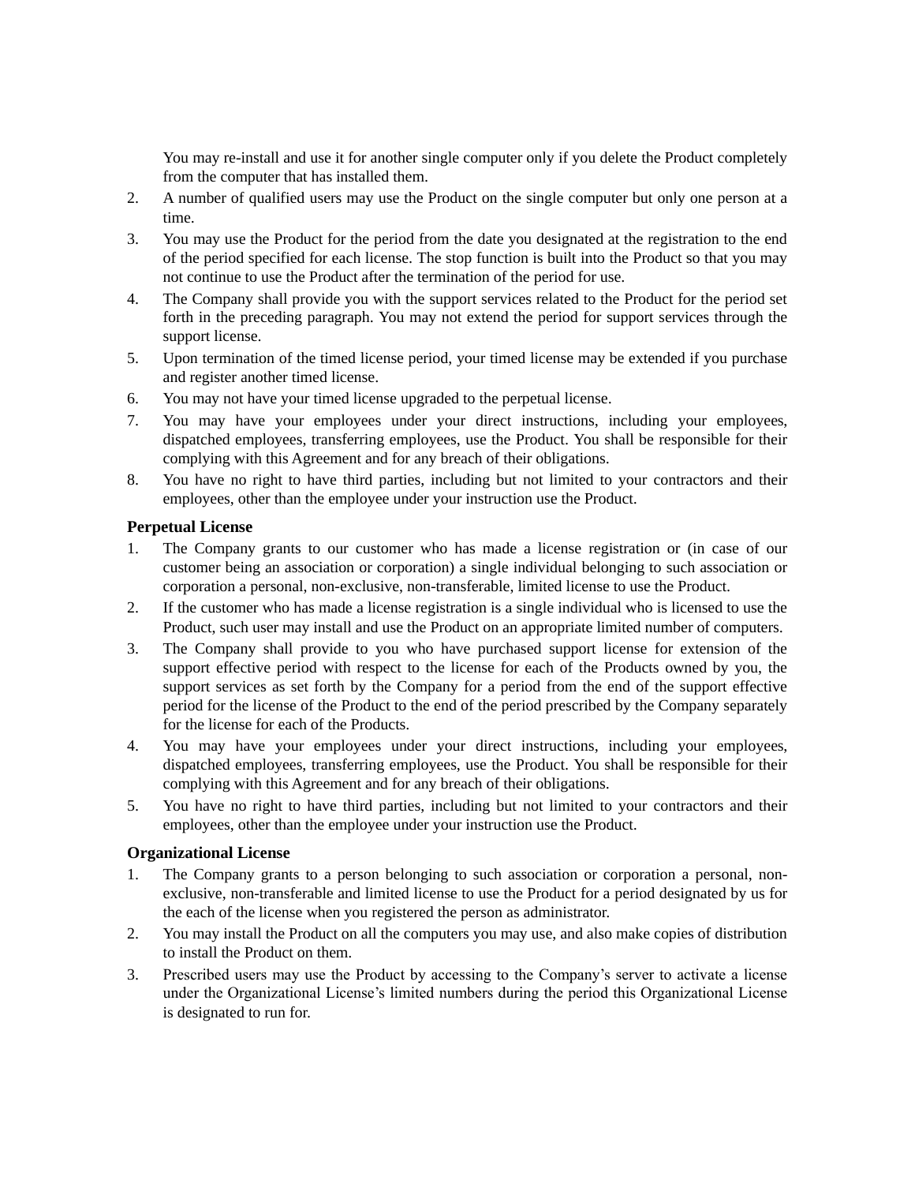You may re-install and use it for another single computer only if you delete the Product completely from the computer that has installed them.

2. A number of qualified users may use the Product on the single computer but only one person at a time.
3. You may use the Product for the period from the date you designated at the registration to the end of the period specified for each license. The stop function is built into the Product so that you may not continue to use the Product after the termination of the period for use.
4. The Company shall provide you with the support services related to the Product for the period set forth in the preceding paragraph. You may not extend the period for support services through the support license.
5. Upon termination of the timed license period, your timed license may be extended if you purchase and register another timed license.
6. You may not have your timed license upgraded to the perpetual license.
7. You may have your employees under your direct instructions, including your employees, dispatched employees, transferring employees, use the Product. You shall be responsible for their complying with this Agreement and for any breach of their obligations.
8. You have no right to have third parties, including but not limited to your contractors and their employees, other than the employee under your instruction use the Product.

### Perpetual License

1. The Company grants to our customer who has made a license registration or (in case of our customer being an association or corporation) a single individual belonging to such association or corporation a personal, non-exclusive, non-transferable, limited license to use the Product.
2. If the customer who has made a license registration is a single individual who is licensed to use the Product, such user may install and use the Product on an appropriate limited number of computers.
3. The Company shall provide to you who have purchased support license for extension of the support effective period with respect to the license for each of the Products owned by you, the support services as set forth by the Company for a period from the end of the support effective period for the license of the Product to the end of the period prescribed by the Company separately for the license for each of the Products.
4. You may have your employees under your direct instructions, including your employees, dispatched employees, transferring employees, use the Product. You shall be responsible for their complying with this Agreement and for any breach of their obligations.
5. You have no right to have third parties, including but not limited to your contractors and their employees, other than the employee under your instruction use the Product.

### Organizational License

1. The Company grants to a person belonging to such association or corporation a personal, non-exclusive, non-transferable and limited license to use the Product for a period designated by us for the each of the license when you registered the person as administrator.
2. You may install the Product on all the computers you may use, and also make copies of distribution to install the Product on them.
3. Prescribed users may use the Product by accessing to the Company's server to activate a license under the Organizational License's limited numbers during the period this Organizational License is designated to run for.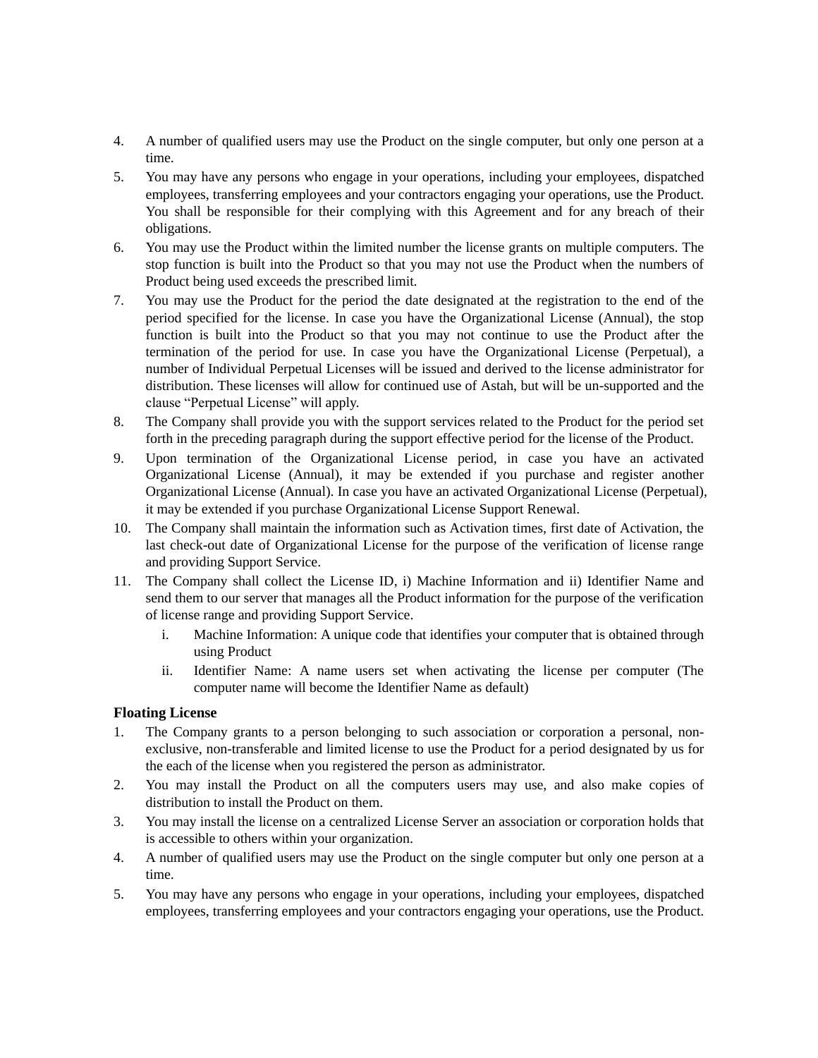4. A number of qualified users may use the Product on the single computer, but only one person at a time.
5. You may have any persons who engage in your operations, including your employees, dispatched employees, transferring employees and your contractors engaging your operations, use the Product. You shall be responsible for their complying with this Agreement and for any breach of their obligations.
6. You may use the Product within the limited number the license grants on multiple computers. The stop function is built into the Product so that you may not use the Product when the numbers of Product being used exceeds the prescribed limit.
7. You may use the Product for the period the date designated at the registration to the end of the period specified for the license. In case you have the Organizational License (Annual), the stop function is built into the Product so that you may not continue to use the Product after the termination of the period for use. In case you have the Organizational License (Perpetual), a number of Individual Perpetual Licenses will be issued and derived to the license administrator for distribution. These licenses will allow for continued use of Astah, but will be un-supported and the clause "Perpetual License" will apply.
8. The Company shall provide you with the support services related to the Product for the period set forth in the preceding paragraph during the support effective period for the license of the Product.
9. Upon termination of the Organizational License period, in case you have an activated Organizational License (Annual), it may be extended if you purchase and register another Organizational License (Annual). In case you have an activated Organizational License (Perpetual), it may be extended if you purchase Organizational License Support Renewal.
10. The Company shall maintain the information such as Activation times, first date of Activation, the last check-out date of Organizational License for the purpose of the verification of license range and providing Support Service.
11. The Company shall collect the License ID, i) Machine Information and ii) Identifier Name and send them to our server that manages all the Product information for the purpose of the verification of license range and providing Support Service.
    i. Machine Information: A unique code that identifies your computer that is obtained through using Product
    ii. Identifier Name: A name users set when activating the license per computer (The computer name will become the Identifier Name as default)

### Floating License

1. The Company grants to a person belonging to such association or corporation a personal, non-exclusive, non-transferable and limited license to use the Product for a period designated by us for the each of the license when you registered the person as administrator.
2. You may install the Product on all the computers users may use, and also make copies of distribution to install the Product on them.
3. You may install the license on a centralized License Server an association or corporation holds that is accessible to others within your organization.
4. A number of qualified users may use the Product on the single computer but only one person at a time.
5. You may have any persons who engage in your operations, including your employees, dispatched employees, transferring employees and your contractors engaging your operations, use the Product.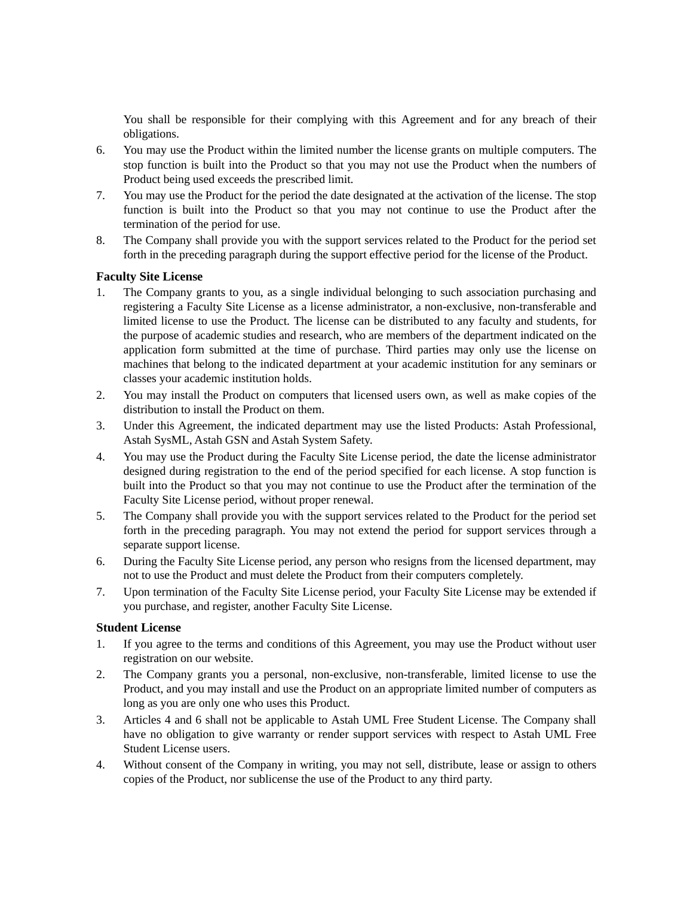You shall be responsible for their complying with this Agreement and for any breach of their obligations.

6. You may use the Product within the limited number the license grants on multiple computers. The stop function is built into the Product so that you may not use the Product when the numbers of Product being used exceeds the prescribed limit.
7. You may use the Product for the period the date designated at the activation of the license. The stop function is built into the Product so that you may not continue to use the Product after the termination of the period for use.
8. The Company shall provide you with the support services related to the Product for the period set forth in the preceding paragraph during the support effective period for the license of the Product.

**Faculty Site License**

1. The Company grants to you, as a single individual belonging to such association purchasing and registering a Faculty Site License as a license administrator, a non-exclusive, non-transferable and limited license to use the Product. The license can be distributed to any faculty and students, for the purpose of academic studies and research, who are members of the department indicated on the application form submitted at the time of purchase. Third parties may only use the license on machines that belong to the indicated department at your academic institution for any seminars or classes your academic institution holds.
2. You may install the Product on computers that licensed users own, as well as make copies of the distribution to install the Product on them.
3. Under this Agreement, the indicated department may use the listed Products: Astah Professional, Astah SysML, Astah GSN and Astah System Safety.
4. You may use the Product during the Faculty Site License period, the date the license administrator designed during registration to the end of the period specified for each license. A stop function is built into the Product so that you may not continue to use the Product after the termination of the Faculty Site License period, without proper renewal.
5. The Company shall provide you with the support services related to the Product for the period set forth in the preceding paragraph. You may not extend the period for support services through a separate support license.
6. During the Faculty Site License period, any person who resigns from the licensed department, may not to use the Product and must delete the Product from their computers completely.
7. Upon termination of the Faculty Site License period, your Faculty Site License may be extended if you purchase, and register, another Faculty Site License.

**Student License**

1. If you agree to the terms and conditions of this Agreement, you may use the Product without user registration on our website.
2. The Company grants you a personal, non-exclusive, non-transferable, limited license to use the Product, and you may install and use the Product on an appropriate limited number of computers as long as you are only one who uses this Product.
3. Articles 4 and 6 shall not be applicable to Astah UML Free Student License. The Company shall have no obligation to give warranty or render support services with respect to Astah UML Free Student License users.
4. Without consent of the Company in writing, you may not sell, distribute, lease or assign to others copies of the Product, nor sublicense the use of the Product to any third party.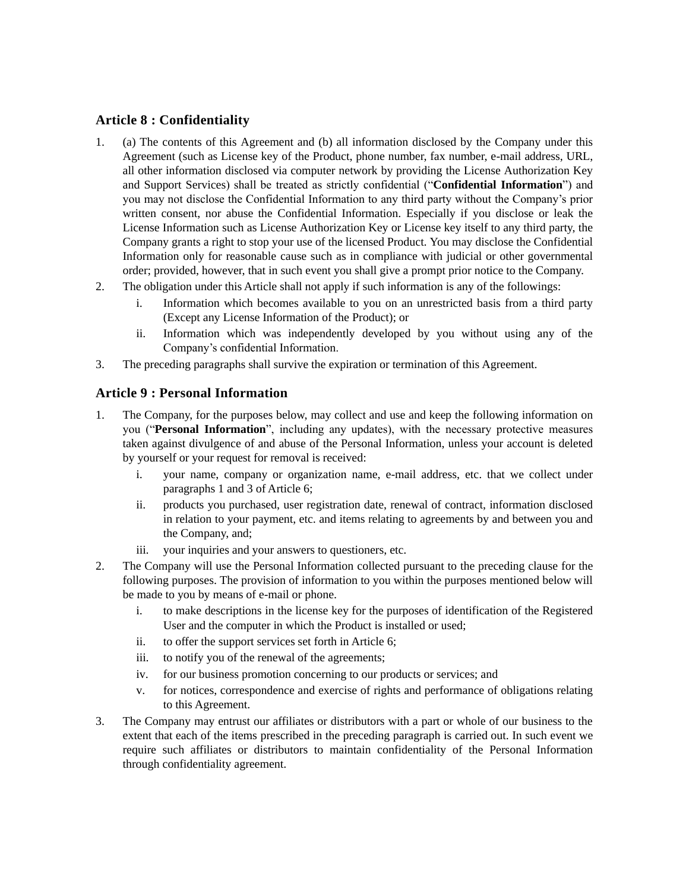## Article 8 : Confidentiality

1. (a) The contents of this Agreement and (b) all information disclosed by the Company under this Agreement (such as License key of the Product, phone number, fax number, e-mail address, URL, all other information disclosed via computer network by providing the License Authorization Key and Support Services) shall be treated as strictly confidential ("**Confidential Information**") and you may not disclose the Confidential Information to any third party without the Company's prior written consent, nor abuse the Confidential Information. Especially if you disclose or leak the License Information such as License Authorization Key or License key itself to any third party, the Company grants a right to stop your use of the licensed Product. You may disclose the Confidential Information only for reasonable cause such as in compliance with judicial or other governmental order; provided, however, that in such event you shall give a prompt prior notice to the Company.
2. The obligation under this Article shall not apply if such information is any of the followings:
   i. Information which becomes available to you on an unrestricted basis from a third party (Except any License Information of the Product); or
   ii. Information which was independently developed by you without using any of the Company's confidential Information.
3. The preceding paragraphs shall survive the expiration or termination of this Agreement.

## Article 9 : Personal Information

1. The Company, for the purposes below, may collect and use and keep the following information on you ("**Personal Information**", including any updates), with the necessary protective measures taken against divulgence of and abuse of the Personal Information, unless your account is deleted by yourself or your request for removal is received:
   i. your name, company or organization name, e-mail address, etc. that we collect under paragraphs 1 and 3 of Article 6;
   ii. products you purchased, user registration date, renewal of contract, information disclosed in relation to your payment, etc. and items relating to agreements by and between you and the Company, and;
   iii. your inquiries and your answers to questioners, etc.
2. The Company will use the Personal Information collected pursuant to the preceding clause for the following purposes. The provision of information to you within the purposes mentioned below will be made to you by means of e-mail or phone.
   i. to make descriptions in the license key for the purposes of identification of the Registered User and the computer in which the Product is installed or used;
   ii. to offer the support services set forth in Article 6;
   iii. to notify you of the renewal of the agreements;
   iv. for our business promotion concerning to our products or services; and
   v. for notices, correspondence and exercise of rights and performance of obligations relating to this Agreement.
3. The Company may entrust our affiliates or distributors with a part or whole of our business to the extent that each of the items prescribed in the preceding paragraph is carried out. In such event we require such affiliates or distributors to maintain confidentiality of the Personal Information through confidentiality agreement.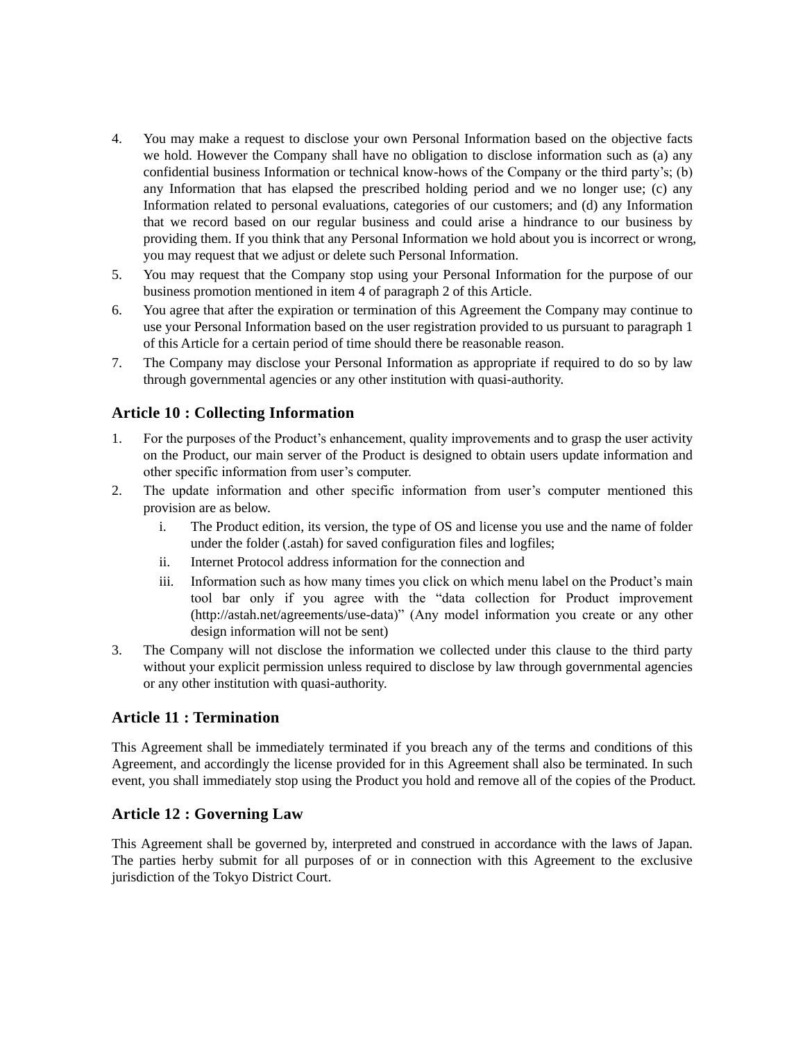4. You may make a request to disclose your own Personal Information based on the objective facts we hold. However the Company shall have no obligation to disclose information such as (a) any confidential business Information or technical know-hows of the Company or the third party's; (b) any Information that has elapsed the prescribed holding period and we no longer use; (c) any Information related to personal evaluations, categories of our customers; and (d) any Information that we record based on our regular business and could arise a hindrance to our business by providing them. If you think that any Personal Information we hold about you is incorrect or wrong, you may request that we adjust or delete such Personal Information.
5. You may request that the Company stop using your Personal Information for the purpose of our business promotion mentioned in item 4 of paragraph 2 of this Article.
6. You agree that after the expiration or termination of this Agreement the Company may continue to use your Personal Information based on the user registration provided to us pursuant to paragraph 1 of this Article for a certain period of time should there be reasonable reason.
7. The Company may disclose your Personal Information as appropriate if required to do so by law through governmental agencies or any other institution with quasi-authority.

## Article 10 : Collecting Information

1. For the purposes of the Product's enhancement, quality improvements and to grasp the user activity on the Product, our main server of the Product is designed to obtain users update information and other specific information from user's computer.
2. The update information and other specific information from user's computer mentioned this provision are as below.
   i. The Product edition, its version, the type of OS and license you use and the name of folder under the folder (.astah) for saved configuration files and logfiles;
   ii. Internet Protocol address information for the connection and
   iii. Information such as how many times you click on which menu label on the Product's main tool bar only if you agree with the "data collection for Product improvement (http://astah.net/agreements/use-data)" (Any model information you create or any other design information will not be sent)
3. The Company will not disclose the information we collected under this clause to the third party without your explicit permission unless required to disclose by law through governmental agencies or any other institution with quasi-authority.

## Article 11 : Termination

This Agreement shall be immediately terminated if you breach any of the terms and conditions of this Agreement, and accordingly the license provided for in this Agreement shall also be terminated. In such event, you shall immediately stop using the Product you hold and remove all of the copies of the Product.

## Article 12 : Governing Law

This Agreement shall be governed by, interpreted and construed in accordance with the laws of Japan. The parties herby submit for all purposes of or in connection with this Agreement to the exclusive jurisdiction of the Tokyo District Court.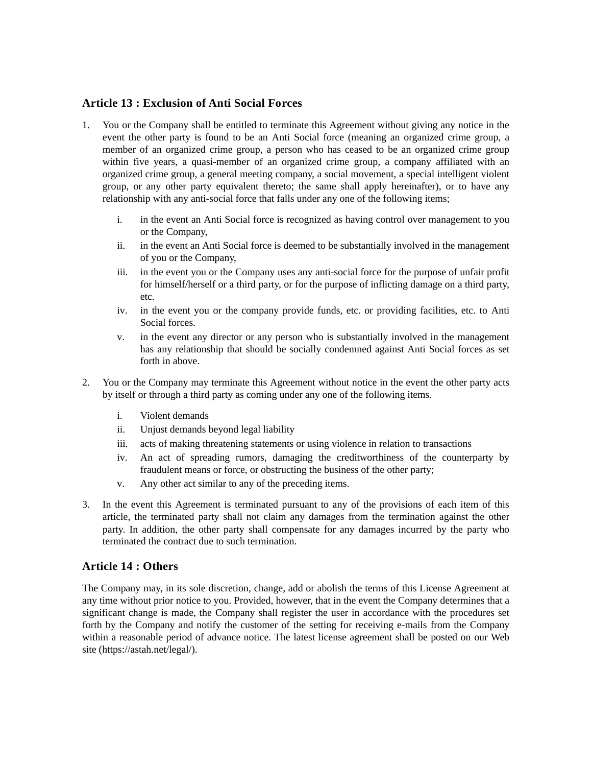## Article 13 : Exclusion of Anti Social Forces

1. You or the Company shall be entitled to terminate this Agreement without giving any notice in the event the other party is found to be an Anti Social force (meaning an organized crime group, a member of an organized crime group, a person who has ceased to be an organized crime group within five years, a quasi-member of an organized crime group, a company affiliated with an organized crime group, a general meeting company, a social movement, a special intelligent violent group, or any other party equivalent thereto; the same shall apply hereinafter), or to have any relationship with any anti-social force that falls under any one of the following items;

   i. in the event an Anti Social force is recognized as having control over management to you or the Company,
   ii. in the event an Anti Social force is deemed to be substantially involved in the management of you or the Company,
   iii. in the event you or the Company uses any anti-social force for the purpose of unfair profit for himself/herself or a third party, or for the purpose of inflicting damage on a third party, etc.
   iv. in the event you or the company provide funds, etc. or providing facilities, etc. to Anti Social forces.
   v. in the event any director or any person who is substantially involved in the management has any relationship that should be socially condemned against Anti Social forces as set forth in above.

2. You or the Company may terminate this Agreement without notice in the event the other party acts by itself or through a third party as coming under any one of the following items.

   i. Violent demands
   ii. Unjust demands beyond legal liability
   iii. acts of making threatening statements or using violence in relation to transactions
   iv. An act of spreading rumors, damaging the creditworthiness of the counterparty by fraudulent means or force, or obstructing the business of the other party;
   v. Any other act similar to any of the preceding items.

3. In the event this Agreement is terminated pursuant to any of the provisions of each item of this article, the terminated party shall not claim any damages from the termination against the other party. In addition, the other party shall compensate for any damages incurred by the party who terminated the contract due to such termination.

## Article 14 : Others

The Company may, in its sole discretion, change, add or abolish the terms of this License Agreement at any time without prior notice to you. Provided, however, that in the event the Company determines that a significant change is made, the Company shall register the user in accordance with the procedures set forth by the Company and notify the customer of the setting for receiving e-mails from the Company within a reasonable period of advance notice. The latest license agreement shall be posted on our Web site (https://astah.net/legal/).